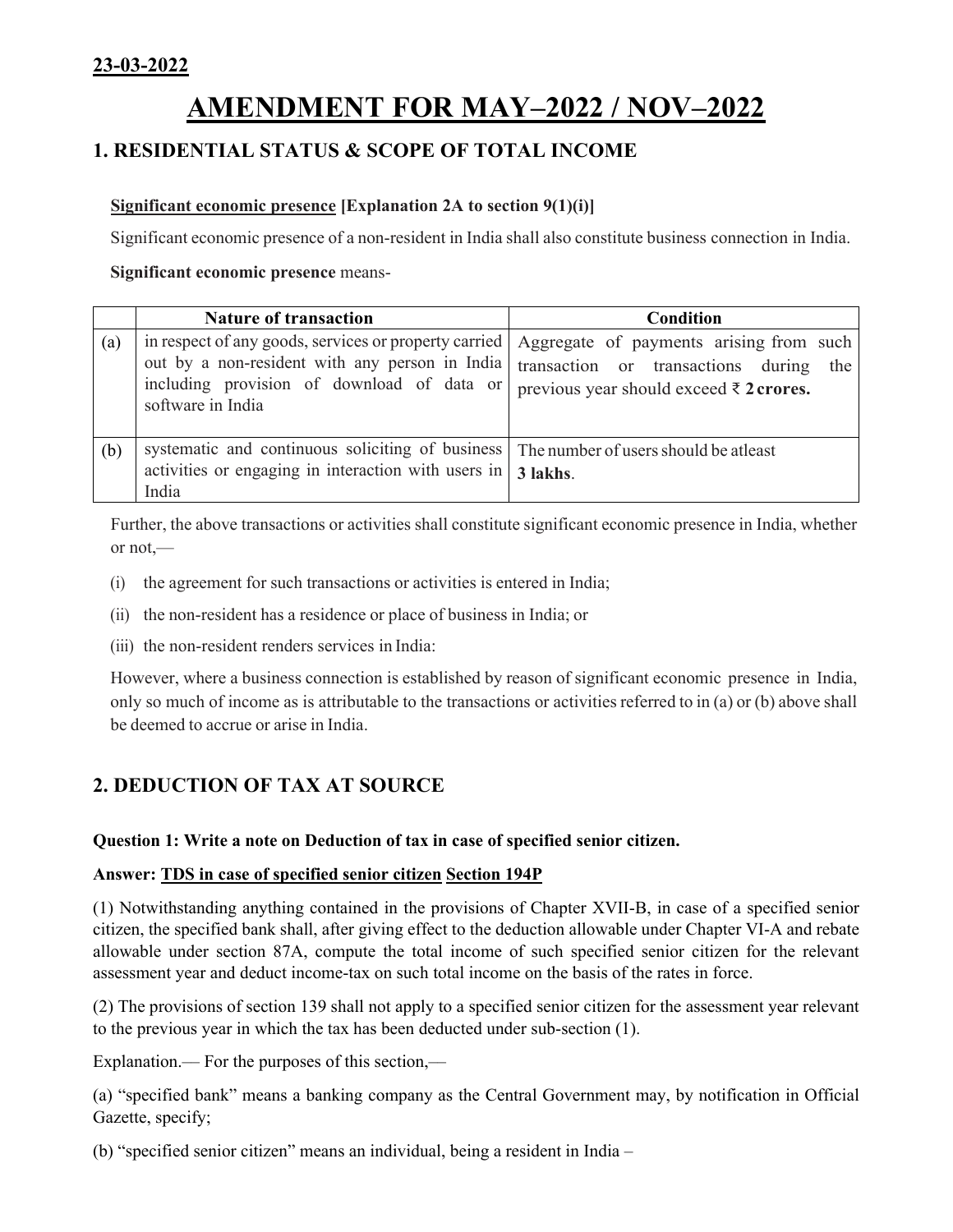**23-03-2022**

# AMENDMENT FOR MAY–2022 / NOV–2022

## 1. RESIDENTIAL STATUS & SCOPE OF TOTAL INCOME

**Significant economic presence [Explanation 2A to section 9(1)(i)]**

Significant economic presence of a non-resident in India shall also constitute business connection in India.

**Significant economic presence** means-

| | Nature of transaction | Condition |
|---|---|---|
| (a) | in respect of any goods, services or property carried out by a non-resident with any person in India including provision of download of data or software in India | Aggregate of payments arising from such transaction or transactions during the previous year should exceed ₹ **2 crores.** |
| (b) | systematic and continuous soliciting of business activities or engaging in interaction with users in India | The number of users should be atleast **3 lakhs**. |

Further, the above transactions or activities shall constitute significant economic presence in India, whether or not,—

(i) the agreement for such transactions or activities is entered in India;

(ii) the non-resident has a residence or place of business in India; or

(iii) the non-resident renders services in India:

However, where a business connection is established by reason of significant economic presence in India, only so much of income as is attributable to the transactions or activities referred to in (a) or (b) above shall be deemed to accrue or arise in India.

## 2. DEDUCTION OF TAX AT SOURCE

**Question 1: Write a note on Deduction of tax in case of specified senior citizen.**

**Answer: TDS in case of specified senior citizen Section 194P**

(1) Notwithstanding anything contained in the provisions of Chapter XVII-B, in case of a specified senior citizen, the specified bank shall, after giving effect to the deduction allowable under Chapter VI-A and rebate allowable under section 87A, compute the total income of such specified senior citizen for the relevant assessment year and deduct income-tax on such total income on the basis of the rates in force.

(2) The provisions of section 139 shall not apply to a specified senior citizen for the assessment year relevant to the previous year in which the tax has been deducted under sub-section (1).

Explanation.— For the purposes of this section,—

(a) "specified bank" means a banking company as the Central Government may, by notification in Official Gazette, specify;

(b) "specified senior citizen" means an individual, being a resident in India –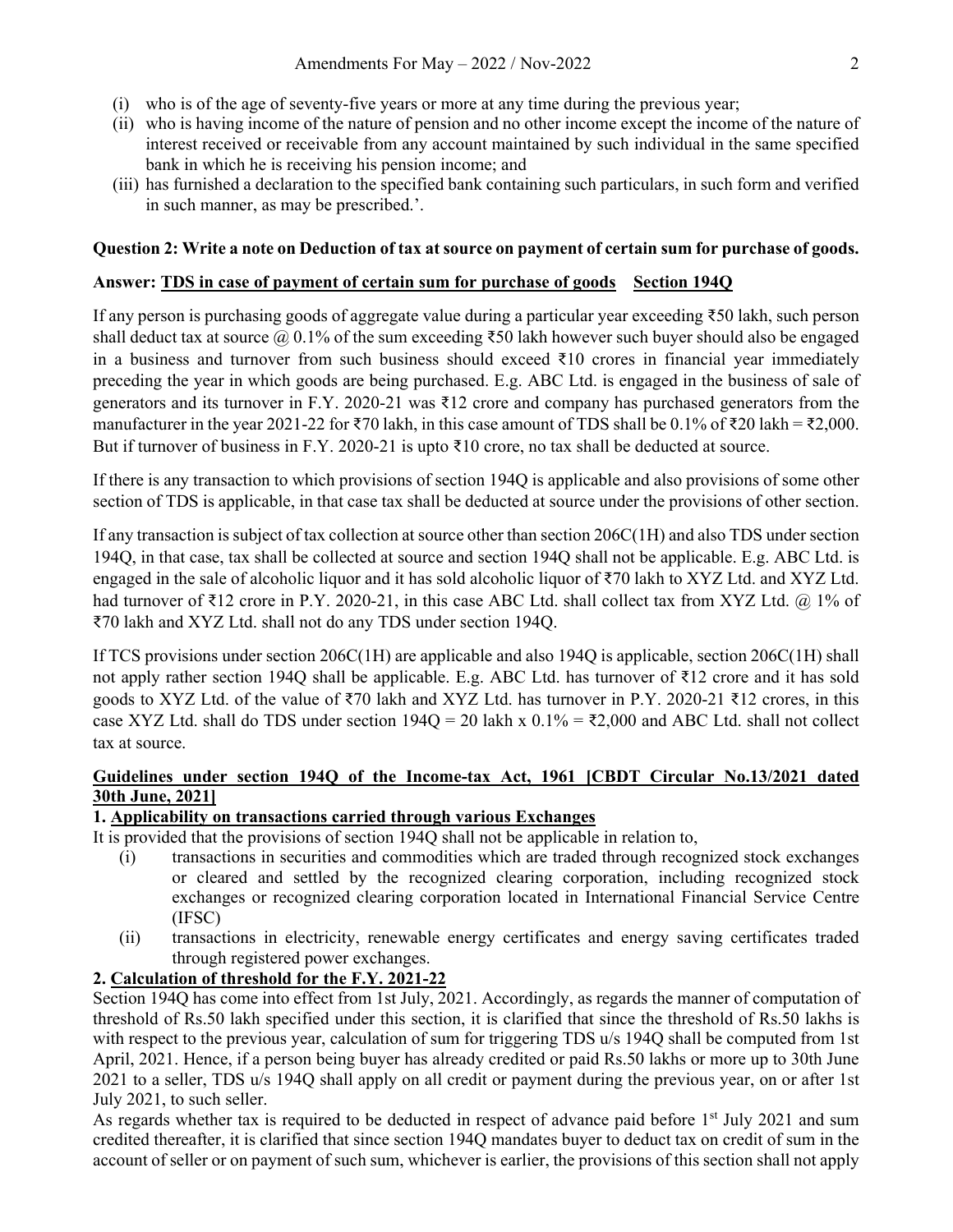(i) who is of the age of seventy-five years or more at any time during the previous year;
(ii) who is having income of the nature of pension and no other income except the income of the nature of interest received or receivable from any account maintained by such individual in the same specified bank in which he is receiving his pension income; and
(iii) has furnished a declaration to the specified bank containing such particulars, in such form and verified in such manner, as may be prescribed.'.

**Question 2: Write a note on Deduction of tax at source on payment of certain sum for purchase of goods.**

**Answer: <u>TDS in case of payment of certain sum for purchase of goods</u> <u>Section 194Q</u>**

If any person is purchasing goods of aggregate value during a particular year exceeding ₹50 lakh, such person shall deduct tax at source @ 0.1% of the sum exceeding ₹50 lakh however such buyer should also be engaged in a business and turnover from such business should exceed ₹10 crores in financial year immediately preceding the year in which goods are being purchased. E.g. ABC Ltd. is engaged in the business of sale of generators and its turnover in F.Y. 2020-21 was ₹12 crore and company has purchased generators from the manufacturer in the year 2021-22 for ₹70 lakh, in this case amount of TDS shall be 0.1% of ₹20 lakh = ₹2,000. But if turnover of business in F.Y. 2020-21 is upto ₹10 crore, no tax shall be deducted at source.

If there is any transaction to which provisions of section 194Q is applicable and also provisions of some other section of TDS is applicable, in that case tax shall be deducted at source under the provisions of other section.

If any transaction is subject of tax collection at source other than section 206C(1H) and also TDS under section 194Q, in that case, tax shall be collected at source and section 194Q shall not be applicable. E.g. ABC Ltd. is engaged in the sale of alcoholic liquor and it has sold alcoholic liquor of ₹70 lakh to XYZ Ltd. and XYZ Ltd. had turnover of ₹12 crore in P.Y. 2020-21, in this case ABC Ltd. shall collect tax from XYZ Ltd. @ 1% of ₹70 lakh and XYZ Ltd. shall not do any TDS under section 194Q.

If TCS provisions under section 206C(1H) are applicable and also 194Q is applicable, section 206C(1H) shall not apply rather section 194Q shall be applicable. E.g. ABC Ltd. has turnover of ₹12 crore and it has sold goods to XYZ Ltd. of the value of ₹70 lakh and XYZ Ltd. has turnover in P.Y. 2020-21 ₹12 crores, in this case XYZ Ltd. shall do TDS under section 194Q = 20 lakh x 0.1% = ₹2,000 and ABC Ltd. shall not collect tax at source.

## <u>Guidelines under section 194Q of the Income-tax Act, 1961 [CBDT Circular No.13/2021 dated 30th June, 2021]</u>

### 1. <u>Applicability on transactions carried through various Exchanges</u>

It is provided that the provisions of section 194Q shall not be applicable in relation to,

(i) transactions in securities and commodities which are traded through recognized stock exchanges or cleared and settled by the recognized clearing corporation, including recognized stock exchanges or recognized clearing corporation located in International Financial Service Centre (IFSC)
(ii) transactions in electricity, renewable energy certificates and energy saving certificates traded through registered power exchanges.

### 2. <u>Calculation of threshold for the F.Y. 2021-22</u>

Section 194Q has come into effect from 1st July, 2021. Accordingly, as regards the manner of computation of threshold of Rs.50 lakh specified under this section, it is clarified that since the threshold of Rs.50 lakhs is with respect to the previous year, calculation of sum for triggering TDS u/s 194Q shall be computed from 1st April, 2021. Hence, if a person being buyer has already credited or paid Rs.50 lakhs or more up to 30th June 2021 to a seller, TDS u/s 194Q shall apply on all credit or payment during the previous year, on or after 1st July 2021, to such seller.

As regards whether tax is required to be deducted in respect of advance paid before 1st July 2021 and sum credited thereafter, it is clarified that since section 194Q mandates buyer to deduct tax on credit of sum in the account of seller or on payment of such sum, whichever is earlier, the provisions of this section shall not apply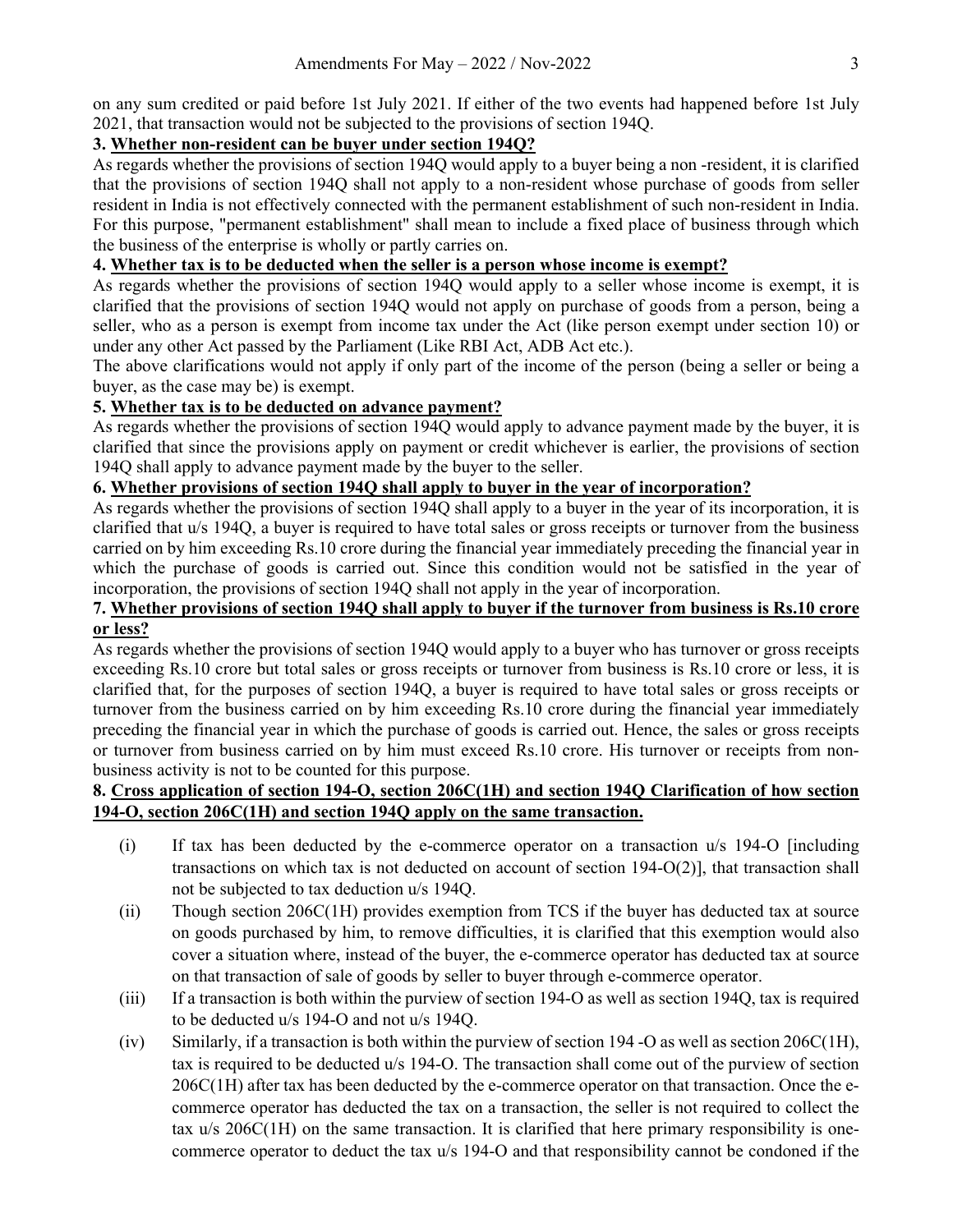on any sum credited or paid before 1st July 2021. If either of the two events had happened before 1st July 2021, that transaction would not be subjected to the provisions of section 194Q.

**3. Whether non-resident can be buyer under section 194Q?**

As regards whether the provisions of section 194Q would apply to a buyer being a non -resident, it is clarified that the provisions of section 194Q shall not apply to a non-resident whose purchase of goods from seller resident in India is not effectively connected with the permanent establishment of such non-resident in India. For this purpose, "permanent establishment" shall mean to include a fixed place of business through which the business of the enterprise is wholly or partly carries on.

**4. Whether tax is to be deducted when the seller is a person whose income is exempt?**

As regards whether the provisions of section 194Q would apply to a seller whose income is exempt, it is clarified that the provisions of section 194Q would not apply on purchase of goods from a person, being a seller, who as a person is exempt from income tax under the Act (like person exempt under section 10) or under any other Act passed by the Parliament (Like RBI Act, ADB Act etc.).

The above clarifications would not apply if only part of the income of the person (being a seller or being a buyer, as the case may be) is exempt.

**5. Whether tax is to be deducted on advance payment?**

As regards whether the provisions of section 194Q would apply to advance payment made by the buyer, it is clarified that since the provisions apply on payment or credit whichever is earlier, the provisions of section 194Q shall apply to advance payment made by the buyer to the seller.

**6. Whether provisions of section 194Q shall apply to buyer in the year of incorporation?**

As regards whether the provisions of section 194Q shall apply to a buyer in the year of its incorporation, it is clarified that u/s 194Q, a buyer is required to have total sales or gross receipts or turnover from the business carried on by him exceeding Rs.10 crore during the financial year immediately preceding the financial year in which the purchase of goods is carried out. Since this condition would not be satisfied in the year of incorporation, the provisions of section 194Q shall not apply in the year of incorporation.

**7. Whether provisions of section 194Q shall apply to buyer if the turnover from business is Rs.10 crore or less?**

As regards whether the provisions of section 194Q would apply to a buyer who has turnover or gross receipts exceeding Rs.10 crore but total sales or gross receipts or turnover from business is Rs.10 crore or less, it is clarified that, for the purposes of section 194Q, a buyer is required to have total sales or gross receipts or turnover from the business carried on by him exceeding Rs.10 crore during the financial year immediately preceding the financial year in which the purchase of goods is carried out. Hence, the sales or gross receipts or turnover from business carried on by him must exceed Rs.10 crore. His turnover or receipts from non-business activity is not to be counted for this purpose.

**8. Cross application of section 194-O, section 206C(1H) and section 194Q Clarification of how section 194-O, section 206C(1H) and section 194Q apply on the same transaction.**

(i) If tax has been deducted by the e-commerce operator on a transaction u/s 194-O [including transactions on which tax is not deducted on account of section 194-O(2)], that transaction shall not be subjected to tax deduction u/s 194Q.

(ii) Though section 206C(1H) provides exemption from TCS if the buyer has deducted tax at source on goods purchased by him, to remove difficulties, it is clarified that this exemption would also cover a situation where, instead of the buyer, the e-commerce operator has deducted tax at source on that transaction of sale of goods by seller to buyer through e-commerce operator.

(iii) If a transaction is both within the purview of section 194-O as well as section 194Q, tax is required to be deducted u/s 194-O and not u/s 194Q.

(iv) Similarly, if a transaction is both within the purview of section 194 -O as well as section 206C(1H), tax is required to be deducted u/s 194-O. The transaction shall come out of the purview of section 206C(1H) after tax has been deducted by the e-commerce operator on that transaction. Once the e-commerce operator has deducted the tax on a transaction, the seller is not required to collect the tax u/s 206C(1H) on the same transaction. It is clarified that here primary responsibility is one-commerce operator to deduct the tax u/s 194-O and that responsibility cannot be condoned if the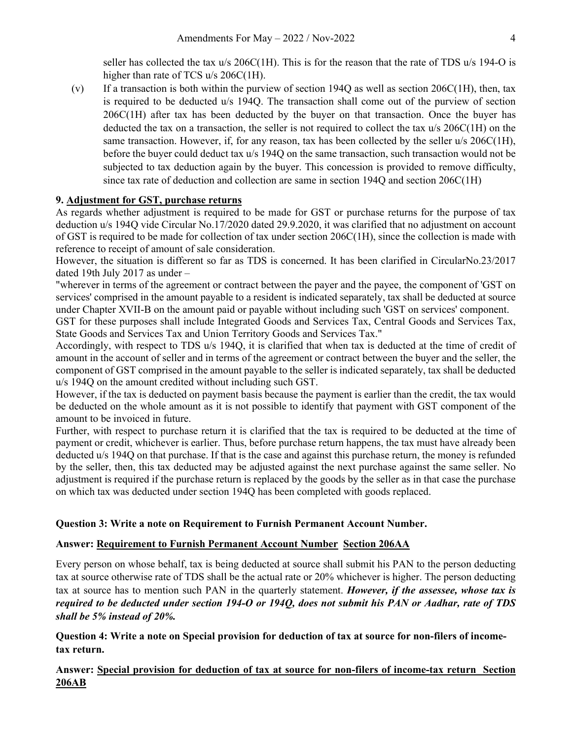seller has collected the tax u/s 206C(1H). This is for the reason that the rate of TDS u/s 194-O is higher than rate of TCS u/s 206C(1H).

(v) If a transaction is both within the purview of section 194Q as well as section 206C(1H), then, tax is required to be deducted u/s 194Q. The transaction shall come out of the purview of section 206C(1H) after tax has been deducted by the buyer on that transaction. Once the buyer has deducted the tax on a transaction, the seller is not required to collect the tax u/s 206C(1H) on the same transaction. However, if, for any reason, tax has been collected by the seller u/s 206C(1H), before the buyer could deduct tax u/s 194Q on the same transaction, such transaction would not be subjected to tax deduction again by the buyer. This concession is provided to remove difficulty, since tax rate of deduction and collection are same in section 194Q and section 206C(1H)

**9. <u>Adjustment for GST, purchase returns</u>**

As regards whether adjustment is required to be made for GST or purchase returns for the purpose of tax deduction u/s 194Q vide Circular No.17/2020 dated 29.9.2020, it was clarified that no adjustment on account of GST is required to be made for collection of tax under section 206C(1H), since the collection is made with reference to receipt of amount of sale consideration.

However, the situation is different so far as TDS is concerned. It has been clarified in CircularNo.23/2017 dated 19th July 2017 as under –

"wherever in terms of the agreement or contract between the payer and the payee, the component of 'GST on services' comprised in the amount payable to a resident is indicated separately, tax shall be deducted at source under Chapter XVII-B on the amount paid or payable without including such 'GST on services' component.

GST for these purposes shall include Integrated Goods and Services Tax, Central Goods and Services Tax, State Goods and Services Tax and Union Territory Goods and Services Tax."

Accordingly, with respect to TDS u/s 194Q, it is clarified that when tax is deducted at the time of credit of amount in the account of seller and in terms of the agreement or contract between the buyer and the seller, the component of GST comprised in the amount payable to the seller is indicated separately, tax shall be deducted u/s 194Q on the amount credited without including such GST.

However, if the tax is deducted on payment basis because the payment is earlier than the credit, the tax would be deducted on the whole amount as it is not possible to identify that payment with GST component of the amount to be invoiced in future.

Further, with respect to purchase return it is clarified that the tax is required to be deducted at the time of payment or credit, whichever is earlier. Thus, before purchase return happens, the tax must have already been deducted u/s 194Q on that purchase. If that is the case and against this purchase return, the money is refunded by the seller, then, this tax deducted may be adjusted against the next purchase against the same seller. No adjustment is required if the purchase return is replaced by the goods by the seller as in that case the purchase on which tax was deducted under section 194Q has been completed with goods replaced.

**Question 3: Write a note on Requirement to Furnish Permanent Account Number.**

**Answer: <u>Requirement to Furnish Permanent Account Number</u> <u>Section 206AA</u>**

Every person on whose behalf, tax is being deducted at source shall submit his PAN to the person deducting tax at source otherwise rate of TDS shall be the actual rate or 20% whichever is higher. The person deducting tax at source has to mention such PAN in the quarterly statement. ***However, if the assessee, whose tax is required to be deducted under section 194-O or 194Q, does not submit his PAN or Aadhar, rate of TDS shall be 5% instead of 20%.***

**Question 4: Write a note on Special provision for deduction of tax at source for non-filers of income-tax return.**

**Answer: <u>Special provision for deduction of tax at source for non-filers of income-tax return</u> <u>Section 206AB</u>**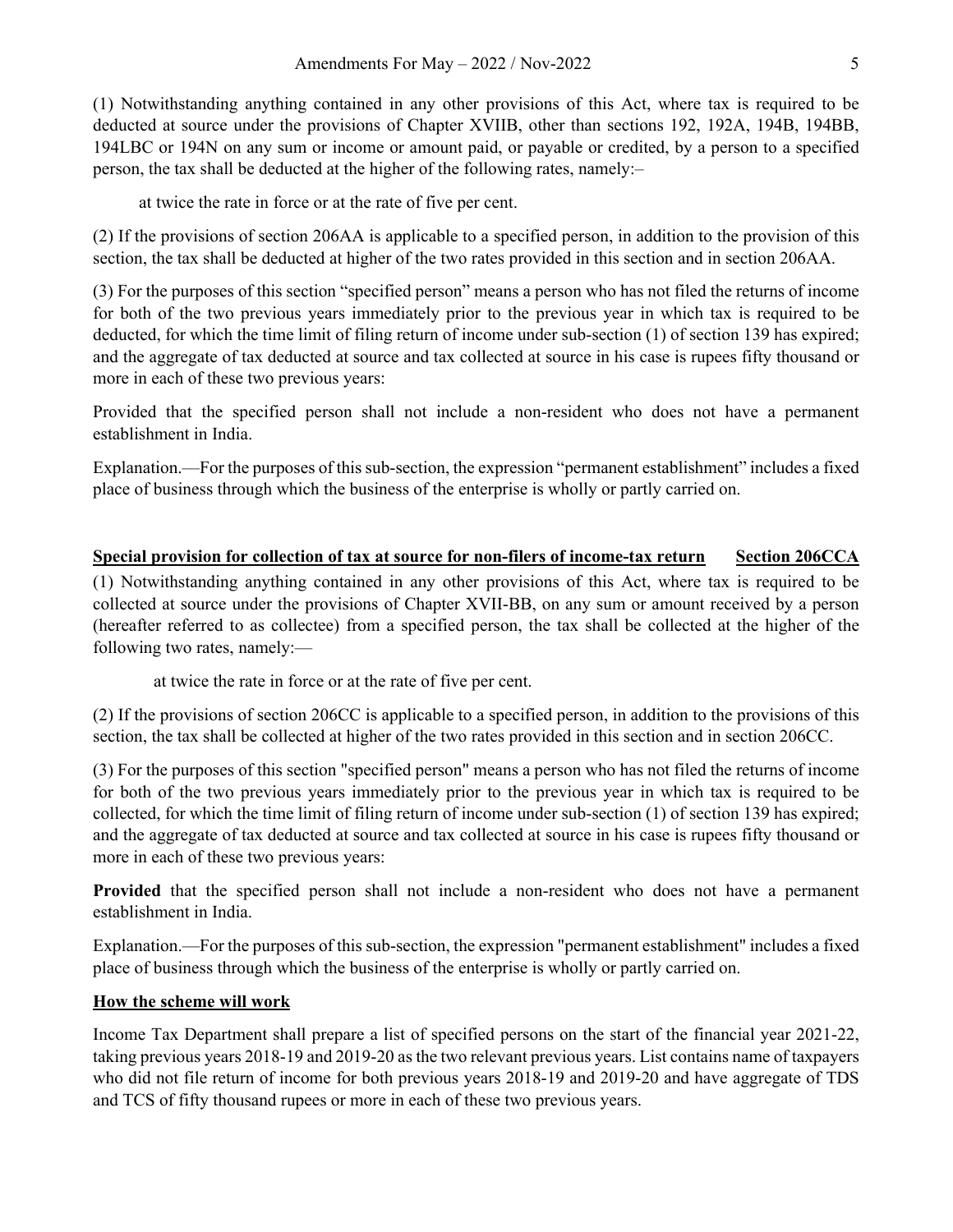(1) Notwithstanding anything contained in any other provisions of this Act, where tax is required to be deducted at source under the provisions of Chapter XVIIB, other than sections 192, 192A, 194B, 194BB, 194LBC or 194N on any sum or income or amount paid, or payable or credited, by a person to a specified person, the tax shall be deducted at the higher of the following rates, namely:–

at twice the rate in force or at the rate of five per cent.

(2) If the provisions of section 206AA is applicable to a specified person, in addition to the provision of this section, the tax shall be deducted at higher of the two rates provided in this section and in section 206AA.

(3) For the purposes of this section "specified person" means a person who has not filed the returns of income for both of the two previous years immediately prior to the previous year in which tax is required to be deducted, for which the time limit of filing return of income under sub-section (1) of section 139 has expired; and the aggregate of tax deducted at source and tax collected at source in his case is rupees fifty thousand or more in each of these two previous years:

Provided that the specified person shall not include a non-resident who does not have a permanent establishment in India.

Explanation.—For the purposes of this sub-section, the expression "permanent establishment" includes a fixed place of business through which the business of the enterprise is wholly or partly carried on.

**Special provision for collection of tax at source for non-filers of income-tax return — Section 206CCA**

(1) Notwithstanding anything contained in any other provisions of this Act, where tax is required to be collected at source under the provisions of Chapter XVII-BB, on any sum or amount received by a person (hereafter referred to as collectee) from a specified person, the tax shall be collected at the higher of the following two rates, namely:—

at twice the rate in force or at the rate of five per cent.

(2) If the provisions of section 206CC is applicable to a specified person, in addition to the provisions of this section, the tax shall be collected at higher of the two rates provided in this section and in section 206CC.

(3) For the purposes of this section "specified person" means a person who has not filed the returns of income for both of the two previous years immediately prior to the previous year in which tax is required to be collected, for which the time limit of filing return of income under sub-section (1) of section 139 has expired; and the aggregate of tax deducted at source and tax collected at source in his case is rupees fifty thousand or more in each of these two previous years:

**Provided** that the specified person shall not include a non-resident who does not have a permanent establishment in India.

Explanation.—For the purposes of this sub-section, the expression "permanent establishment" includes a fixed place of business through which the business of the enterprise is wholly or partly carried on.

**How the scheme will work**

Income Tax Department shall prepare a list of specified persons on the start of the financial year 2021-22, taking previous years 2018-19 and 2019-20 as the two relevant previous years. List contains name of taxpayers who did not file return of income for both previous years 2018-19 and 2019-20 and have aggregate of TDS and TCS of fifty thousand rupees or more in each of these two previous years.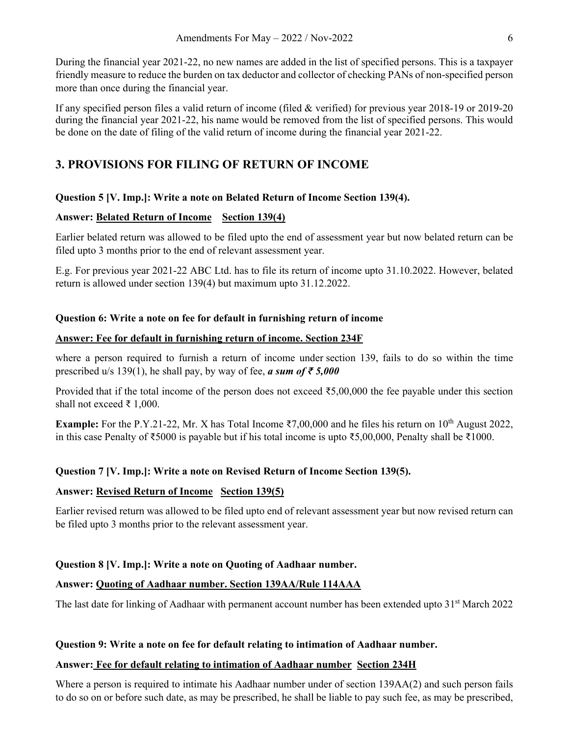During the financial year 2021-22, no new names are added in the list of specified persons. This is a taxpayer friendly measure to reduce the burden on tax deductor and collector of checking PANs of non-specified person more than once during the financial year.

If any specified person files a valid return of income (filed & verified) for previous year 2018-19 or 2019-20 during the financial year 2021-22, his name would be removed from the list of specified persons. This would be done on the date of filing of the valid return of income during the financial year 2021-22.

## 3. PROVISIONS FOR FILING OF RETURN OF INCOME

**Question 5 [V. Imp.]: Write a note on Belated Return of Income Section 139(4).**

**Answer: Belated Return of Income Section 139(4)**

Earlier belated return was allowed to be filed upto the end of assessment year but now belated return can be filed upto 3 months prior to the end of relevant assessment year.

E.g. For previous year 2021-22 ABC Ltd. has to file its return of income upto 31.10.2022. However, belated return is allowed under section 139(4) but maximum upto 31.12.2022.

**Question 6: Write a note on fee for default in furnishing return of income**

**Answer: Fee for default in furnishing return of income. Section 234F**

where a person required to furnish a return of income under section 139, fails to do so within the time prescribed u/s 139(1), he shall pay, by way of fee, ***a sum of ₹ 5,000***

Provided that if the total income of the person does not exceed ₹5,00,000 the fee payable under this section shall not exceed ₹ 1,000.

**Example:** For the P.Y.21-22, Mr. X has Total Income ₹7,00,000 and he files his return on 10th August 2022, in this case Penalty of ₹5000 is payable but if his total income is upto ₹5,00,000, Penalty shall be ₹1000.

**Question 7 [V. Imp.]: Write a note on Revised Return of Income Section 139(5).**

**Answer: Revised Return of Income Section 139(5)**

Earlier revised return was allowed to be filed upto end of relevant assessment year but now revised return can be filed upto 3 months prior to the relevant assessment year.

**Question 8 [V. Imp.]: Write a note on Quoting of Aadhaar number.**

**Answer: Quoting of Aadhaar number. Section 139AA/Rule 114AAA**

The last date for linking of Aadhaar with permanent account number has been extended upto 31st March 2022

**Question 9: Write a note on fee for default relating to intimation of Aadhaar number.**

**Answer: Fee for default relating to intimation of Aadhaar number Section 234H**

Where a person is required to intimate his Aadhaar number under of section 139AA(2) and such person fails to do so on or before such date, as may be prescribed, he shall be liable to pay such fee, as may be prescribed,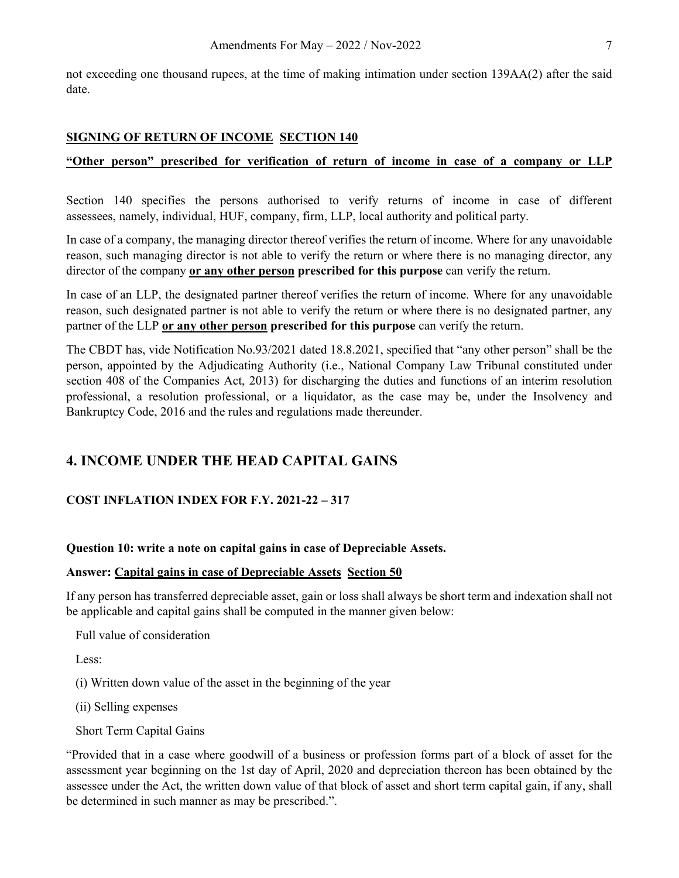not exceeding one thousand rupees, at the time of making intimation under section 139AA(2) after the said date.

**<u>SIGNING OF RETURN OF INCOME</u> <u>SECTION 140</u>**

**<u>"Other person" prescribed for verification of return of income in case of a company or LLP</u>**

Section 140 specifies the persons authorised to verify returns of income in case of different assessees, namely, individual, HUF, company, firm, LLP, local authority and political party.

In case of a company, the managing director thereof verifies the return of income. Where for any unavoidable reason, such managing director is not able to verify the return or where there is no managing director, any director of the company **<u>or any other person</u> prescribed for this purpose** can verify the return.

In case of an LLP, the designated partner thereof verifies the return of income. Where for any unavoidable reason, such designated partner is not able to verify the return or where there is no designated partner, any partner of the LLP **<u>or any other person</u> prescribed for this purpose** can verify the return.

The CBDT has, vide Notification No.93/2021 dated 18.8.2021, specified that "any other person" shall be the person, appointed by the Adjudicating Authority (i.e., National Company Law Tribunal constituted under section 408 of the Companies Act, 2013) for discharging the duties and functions of an interim resolution professional, a resolution professional, or a liquidator, as the case may be, under the Insolvency and Bankruptcy Code, 2016 and the rules and regulations made thereunder.

## 4. INCOME UNDER THE HEAD CAPITAL GAINS

**COST INFLATION INDEX FOR F.Y. 2021-22 – 317**

**Question 10: write a note on capital gains in case of Depreciable Assets.**

**Answer: <u>Capital gains in case of Depreciable Assets</u> <u>Section 50</u>**

If any person has transferred depreciable asset, gain or loss shall always be short term and indexation shall not be applicable and capital gains shall be computed in the manner given below:

Full value of consideration

Less:

(i) Written down value of the asset in the beginning of the year

(ii) Selling expenses

Short Term Capital Gains

"Provided that in a case where goodwill of a business or profession forms part of a block of asset for the assessment year beginning on the 1st day of April, 2020 and depreciation thereon has been obtained by the assessee under the Act, the written down value of that block of asset and short term capital gain, if any, shall be determined in such manner as may be prescribed.".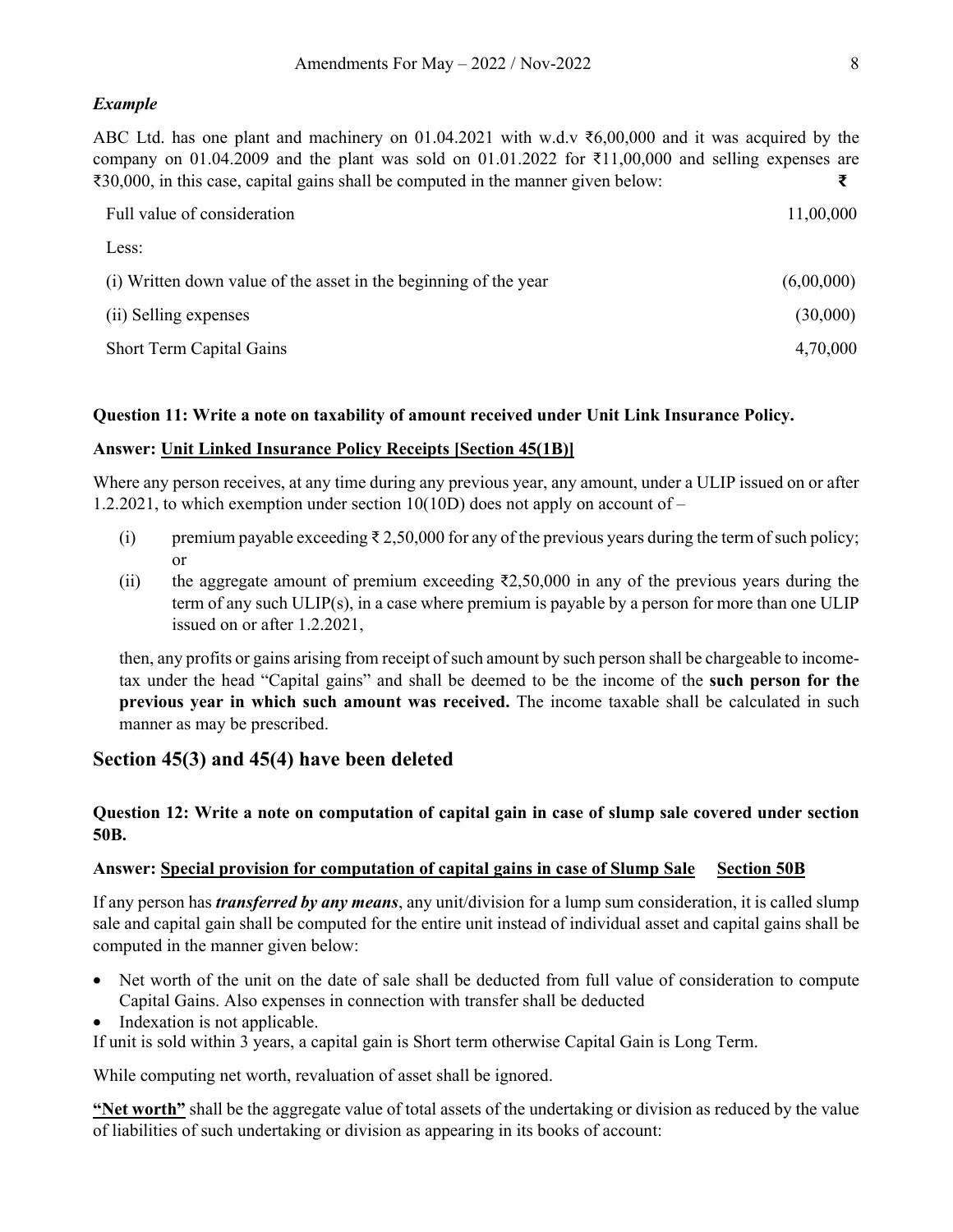***Example***

ABC Ltd. has one plant and machinery on 01.04.2021 with w.d.v ₹6,00,000 and it was acquired by the company on 01.04.2009 and the plant was sold on 01.01.2022 for ₹11,00,000 and selling expenses are ₹30,000, in this case, capital gains shall be computed in the manner given below:

| | ₹ |
|---|---|
| Full value of consideration | 11,00,000 |
| Less: | |
| (i) Written down value of the asset in the beginning of the year | (6,00,000) |
| (ii) Selling expenses | (30,000) |
| Short Term Capital Gains | 4,70,000 |

**Question 11: Write a note on taxability of amount received under Unit Link Insurance Policy.**

**Answer: <u>Unit Linked Insurance Policy Receipts [Section 45(1B)]</u>**

Where any person receives, at any time during any previous year, any amount, under a ULIP issued on or after 1.2.2021, to which exemption under section 10(10D) does not apply on account of –

(i) premium payable exceeding ₹ 2,50,000 for any of the previous years during the term of such policy; or

(ii) the aggregate amount of premium exceeding ₹2,50,000 in any of the previous years during the term of any such ULIP(s), in a case where premium is payable by a person for more than one ULIP issued on or after 1.2.2021,

then, any profits or gains arising from receipt of such amount by such person shall be chargeable to income-tax under the head "Capital gains" and shall be deemed to be the income of the **such person for the previous year in which such amount was received.** The income taxable shall be calculated in such manner as may be prescribed.

## Section 45(3) and 45(4) have been deleted

**Question 12: Write a note on computation of capital gain in case of slump sale covered under section 50B.**

**Answer: <u>Special provision for computation of capital gains in case of Slump Sale</u> <u>Section 50B</u>**

If any person has ***transferred by any means***, any unit/division for a lump sum consideration, it is called slump sale and capital gain shall be computed for the entire unit instead of individual asset and capital gains shall be computed in the manner given below:

- Net worth of the unit on the date of sale shall be deducted from full value of consideration to compute Capital Gains. Also expenses in connection with transfer shall be deducted
- Indexation is not applicable.

If unit is sold within 3 years, a capital gain is Short term otherwise Capital Gain is Long Term.

While computing net worth, revaluation of asset shall be ignored.

**<u>"Net worth"</u>** shall be the aggregate value of total assets of the undertaking or division as reduced by the value of liabilities of such undertaking or division as appearing in its books of account: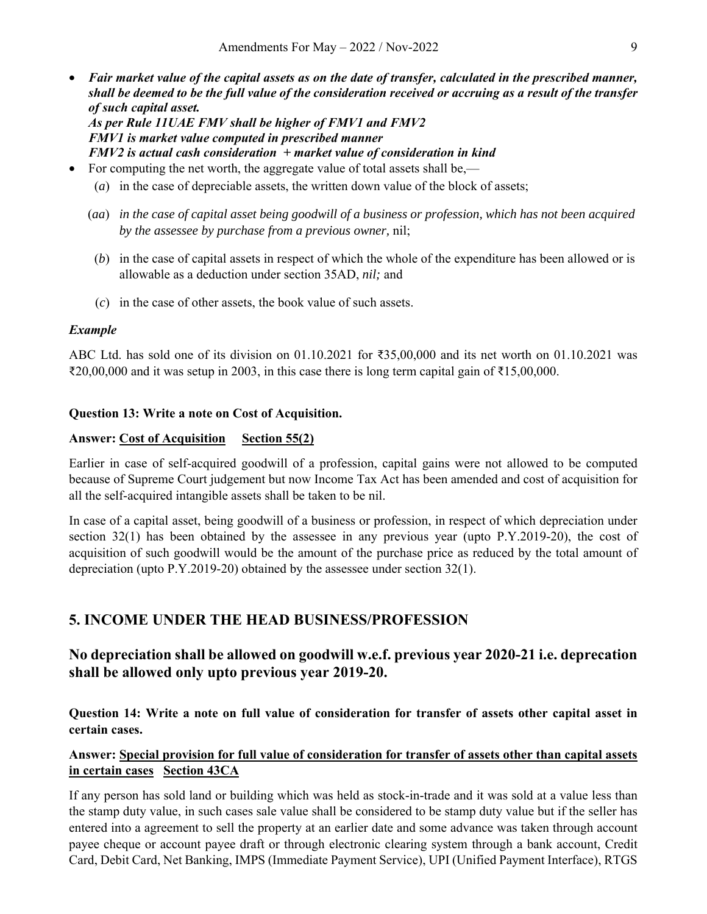- ***Fair market value of the capital assets as on the date of transfer, calculated in the prescribed manner, shall be deemed to be the full value of the consideration received or accruing as a result of the transfer of such capital asset.***
  ***As per Rule 11UAE FMV shall be higher of FMV1 and FMV2***
  ***FMV1 is market value computed in prescribed manner***
  ***FMV2 is actual cash consideration + market value of consideration in kind***
- For computing the net worth, the aggregate value of total assets shall be,—
  - (*a*) in the case of depreciable assets, the written down value of the block of assets;
  - (*aa*) *in the case of capital asset being goodwill of a business or profession, which has not been acquired by the assessee by purchase from a previous owner,* nil;
  - (*b*) in the case of capital assets in respect of which the whole of the expenditure has been allowed or is allowable as a deduction under section 35AD, *nil;* and
  - (*c*) in the case of other assets, the book value of such assets.

***Example***

ABC Ltd. has sold one of its division on 01.10.2021 for ₹35,00,000 and its net worth on 01.10.2021 was ₹20,00,000 and it was setup in 2003, in this case there is long term capital gain of ₹15,00,000.

**Question 13: Write a note on Cost of Acquisition.**

**Answer: <u>Cost of Acquisition</u> <u>Section 55(2)</u>**

Earlier in case of self-acquired goodwill of a profession, capital gains were not allowed to be computed because of Supreme Court judgement but now Income Tax Act has been amended and cost of acquisition for all the self-acquired intangible assets shall be taken to be nil.

In case of a capital asset, being goodwill of a business or profession, in respect of which depreciation under section 32(1) has been obtained by the assessee in any previous year (upto P.Y.2019-20), the cost of acquisition of such goodwill would be the amount of the purchase price as reduced by the total amount of depreciation (upto P.Y.2019-20) obtained by the assessee under section 32(1).

## 5. INCOME UNDER THE HEAD BUSINESS/PROFESSION

### No depreciation shall be allowed on goodwill w.e.f. previous year 2020-21 i.e. deprecation shall be allowed only upto previous year 2019-20.

**Question 14: Write a note on full value of consideration for transfer of assets other capital asset in certain cases.**

**Answer: <u>Special provision for full value of consideration for transfer of assets other than capital assets in certain cases</u> <u>Section 43CA</u>**

If any person has sold land or building which was held as stock-in-trade and it was sold at a value less than the stamp duty value, in such cases sale value shall be considered to be stamp duty value but if the seller has entered into a agreement to sell the property at an earlier date and some advance was taken through account payee cheque or account payee draft or through electronic clearing system through a bank account, Credit Card, Debit Card, Net Banking, IMPS (Immediate Payment Service), UPI (Unified Payment Interface), RTGS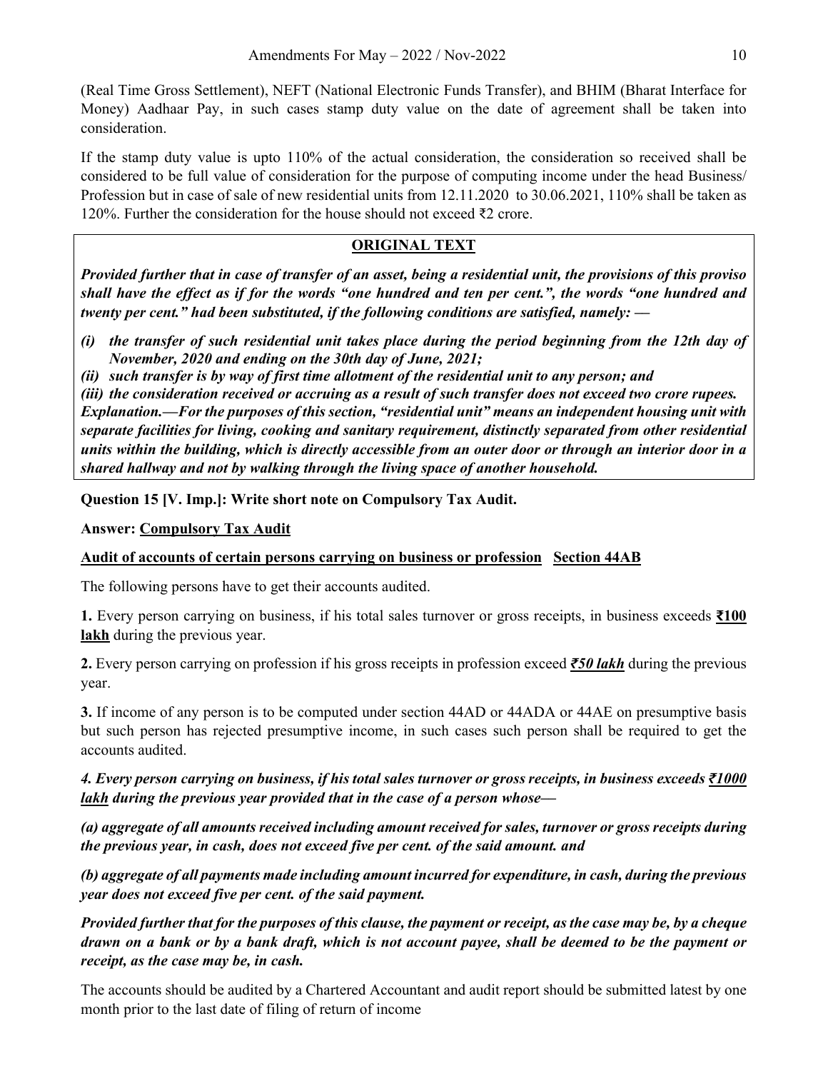(Real Time Gross Settlement), NEFT (National Electronic Funds Transfer), and BHIM (Bharat Interface for Money) Aadhaar Pay, in such cases stamp duty value on the date of agreement shall be taken into consideration.

If the stamp duty value is upto 110% of the actual consideration, the consideration so received shall be considered to be full value of consideration for the purpose of computing income under the head Business/ Profession but in case of sale of new residential units from 12.11.2020 to 30.06.2021, 110% shall be taken as 120%. Further the consideration for the house should not exceed ₹2 crore.

**ORIGINAL TEXT**

***Provided further that in case of transfer of an asset, being a residential unit, the provisions of this proviso shall have the effect as if for the words "one hundred and ten per cent.", the words "one hundred and twenty per cent." had been substituted, if the following conditions are satisfied, namely: —***

***(i) the transfer of such residential unit takes place during the period beginning from the 12th day of November, 2020 and ending on the 30th day of June, 2021;***

***(ii) such transfer is by way of first time allotment of the residential unit to any person; and***

***(iii) the consideration received or accruing as a result of such transfer does not exceed two crore rupees.***

***Explanation.—For the purposes of this section, "residential unit" means an independent housing unit with separate facilities for living, cooking and sanitary requirement, distinctly separated from other residential units within the building, which is directly accessible from an outer door or through an interior door in a shared hallway and not by walking through the living space of another household.***

**Question 15 [V. Imp.]: Write short note on Compulsory Tax Audit.**

**Answer: Compulsory Tax Audit**

**Audit of accounts of certain persons carrying on business or profession Section 44AB**

The following persons have to get their accounts audited.

**1.** Every person carrying on business, if his total sales turnover or gross receipts, in business exceeds **₹100 lakh** during the previous year.

**2.** Every person carrying on profession if his gross receipts in profession exceed ***₹50 lakh*** during the previous year.

**3.** If income of any person is to be computed under section 44AD or 44ADA or 44AE on presumptive basis but such person has rejected presumptive income, in such cases such person shall be required to get the accounts audited.

***4. Every person carrying on business, if his total sales turnover or gross receipts, in business exceeds ₹1000 lakh during the previous year provided that in the case of a person whose—***

***(a) aggregate of all amounts received including amount received for sales, turnover or gross receipts during the previous year, in cash, does not exceed five per cent. of the said amount. and***

***(b) aggregate of all payments made including amount incurred for expenditure, in cash, during the previous year does not exceed five per cent. of the said payment.***

***Provided further that for the purposes of this clause, the payment or receipt, as the case may be, by a cheque drawn on a bank or by a bank draft, which is not account payee, shall be deemed to be the payment or receipt, as the case may be, in cash.***

The accounts should be audited by a Chartered Accountant and audit report should be submitted latest by one month prior to the last date of filing of return of income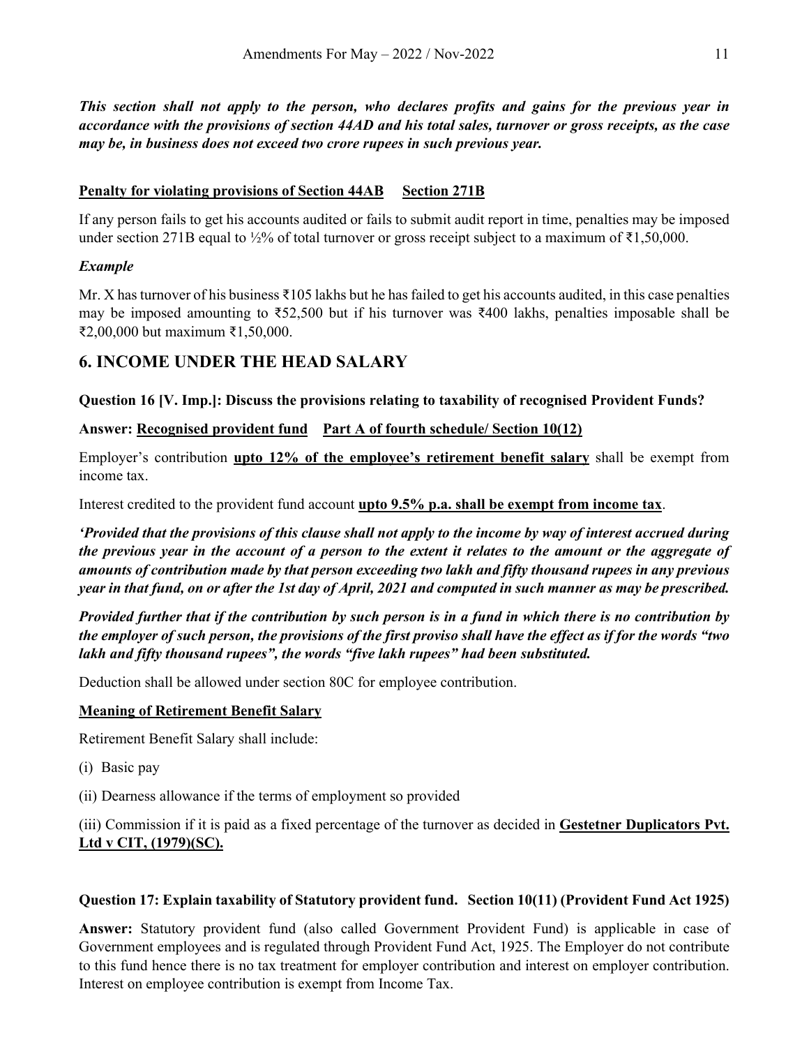***This section shall not apply to the person, who declares profits and gains for the previous year in accordance with the provisions of section 44AD and his total sales, turnover or gross receipts, as the case may be, in business does not exceed two crore rupees in such previous year.***

**Penalty for violating provisions of Section 44AB     Section 271B**

If any person fails to get his accounts audited or fails to submit audit report in time, penalties may be imposed under section 271B equal to ½% of total turnover or gross receipt subject to a maximum of ₹1,50,000.

***Example***

Mr. X has turnover of his business ₹105 lakhs but he has failed to get his accounts audited, in this case penalties may be imposed amounting to ₹52,500 but if his turnover was ₹400 lakhs, penalties imposable shall be ₹2,00,000 but maximum ₹1,50,000.

## 6. INCOME UNDER THE HEAD SALARY

**Question 16 [V. Imp.]: Discuss the provisions relating to taxability of recognised Provident Funds?**

**Answer: Recognised provident fund     Part A of fourth schedule/ Section 10(12)**

Employer's contribution **upto 12% of the employee's retirement benefit salary** shall be exempt from income tax.

Interest credited to the provident fund account **upto 9.5% p.a. shall be exempt from income tax**.

***'Provided that the provisions of this clause shall not apply to the income by way of interest accrued during the previous year in the account of a person to the extent it relates to the amount or the aggregate of amounts of contribution made by that person exceeding two lakh and fifty thousand rupees in any previous year in that fund, on or after the 1st day of April, 2021 and computed in such manner as may be prescribed.***

***Provided further that if the contribution by such person is in a fund in which there is no contribution by the employer of such person, the provisions of the first proviso shall have the effect as if for the words "two lakh and fifty thousand rupees", the words "five lakh rupees" had been substituted.***

Deduction shall be allowed under section 80C for employee contribution.

**Meaning of Retirement Benefit Salary**

Retirement Benefit Salary shall include:

(i) Basic pay

(ii) Dearness allowance if the terms of employment so provided

(iii) Commission if it is paid as a fixed percentage of the turnover as decided in **Gestetner Duplicators Pvt. Ltd v CIT, (1979)(SC).**

**Question 17: Explain taxability of Statutory provident fund.   Section 10(11) (Provident Fund Act 1925)**

**Answer:** Statutory provident fund (also called Government Provident Fund) is applicable in case of Government employees and is regulated through Provident Fund Act, 1925. The Employer do not contribute to this fund hence there is no tax treatment for employer contribution and interest on employer contribution. Interest on employee contribution is exempt from Income Tax.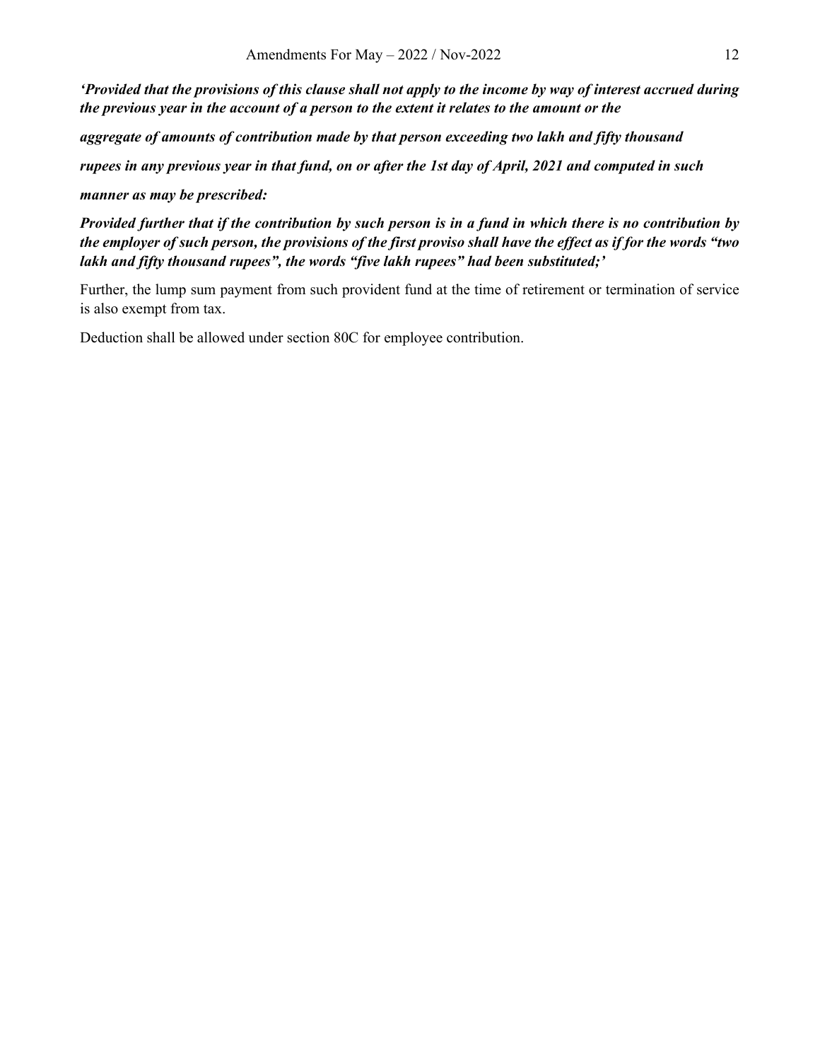***'Provided that the provisions of this clause shall not apply to the income by way of interest accrued during the previous year in the account of a person to the extent it relates to the amount or the aggregate of amounts of contribution made by that person exceeding two lakh and fifty thousand rupees in any previous year in that fund, on or after the 1st day of April, 2021 and computed in such manner as may be prescribed:***

***Provided further that if the contribution by such person is in a fund in which there is no contribution by the employer of such person, the provisions of the first proviso shall have the effect as if for the words "two lakh and fifty thousand rupees", the words "five lakh rupees" had been substituted;'***

Further, the lump sum payment from such provident fund at the time of retirement or termination of service is also exempt from tax.

Deduction shall be allowed under section 80C for employee contribution.